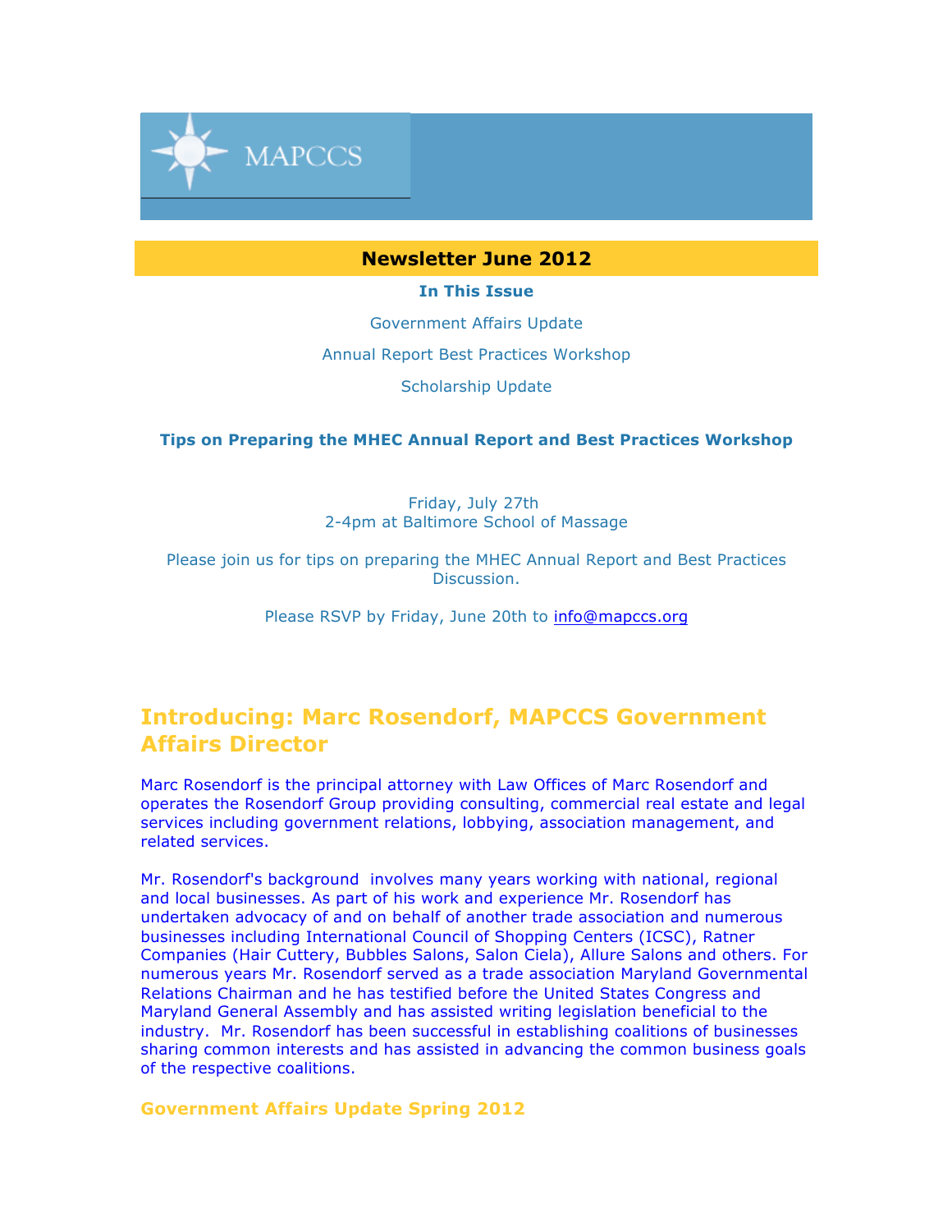MAPCCS

## Newsletter June 2012

**In This Issue**

Government Affairs Update

Annual Report Best Practices Workshop

Scholarship Update

**Tips on Preparing the MHEC Annual Report and Best Practices Workshop**

Friday, July 27th
2-4pm at Baltimore School of Massage

Please join us for tips on preparing the MHEC Annual Report and Best Practices Discussion.

Please RSVP by Friday, June 20th to info@mapccs.org

## Introducing: Marc Rosendorf, MAPCCS Government Affairs Director

Marc Rosendorf is the principal attorney with Law Offices of Marc Rosendorf and operates the Rosendorf Group providing consulting, commercial real estate and legal services including government relations, lobbying, association management, and related services.

Mr. Rosendorf's background involves many years working with national, regional and local businesses. As part of his work and experience Mr. Rosendorf has undertaken advocacy of and on behalf of another trade association and numerous businesses including International Council of Shopping Centers (ICSC), Ratner Companies (Hair Cuttery, Bubbles Salons, Salon Ciela), Allure Salons and others. For numerous years Mr. Rosendorf served as a trade association Maryland Governmental Relations Chairman and he has testified before the United States Congress and Maryland General Assembly and has assisted writing legislation beneficial to the industry. Mr. Rosendorf has been successful in establishing coalitions of businesses sharing common interests and has assisted in advancing the common business goals of the respective coalitions.

### Government Affairs Update Spring 2012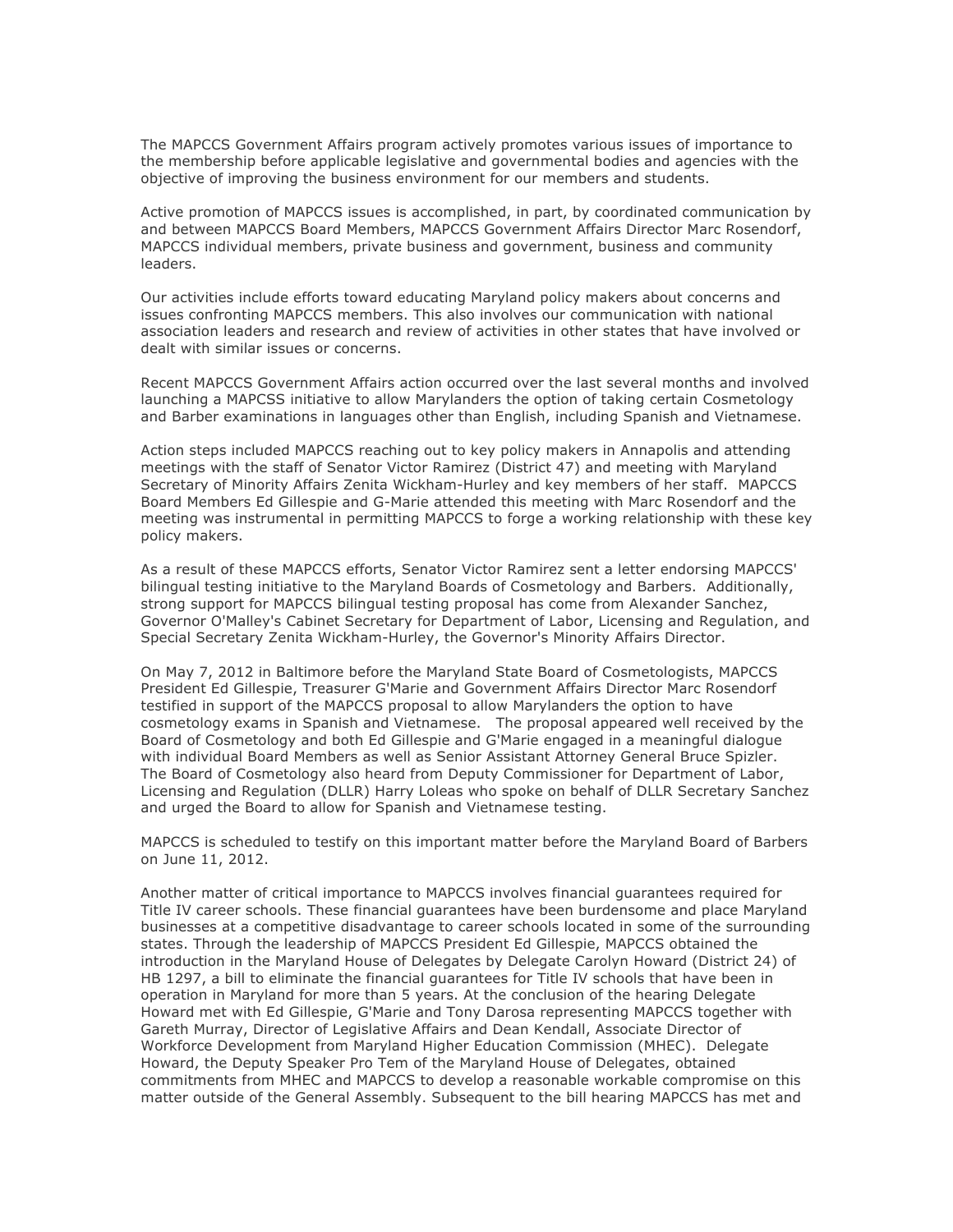The MAPCCS Government Affairs program actively promotes various issues of importance to the membership before applicable legislative and governmental bodies and agencies with the objective of improving the business environment for our members and students.

Active promotion of MAPCCS issues is accomplished, in part, by coordinated communication by and between MAPCCS Board Members, MAPCCS Government Affairs Director Marc Rosendorf, MAPCCS individual members, private business and government, business and community leaders.

Our activities include efforts toward educating Maryland policy makers about concerns and issues confronting MAPCCS members. This also involves our communication with national association leaders and research and review of activities in other states that have involved or dealt with similar issues or concerns.

Recent MAPCCS Government Affairs action occurred over the last several months and involved launching a MAPCSS initiative to allow Marylanders the option of taking certain Cosmetology and Barber examinations in languages other than English, including Spanish and Vietnamese.

Action steps included MAPCCS reaching out to key policy makers in Annapolis and attending meetings with the staff of Senator Victor Ramirez (District 47) and meeting with Maryland Secretary of Minority Affairs Zenita Wickham-Hurley and key members of her staff. MAPCCS Board Members Ed Gillespie and G-Marie attended this meeting with Marc Rosendorf and the meeting was instrumental in permitting MAPCCS to forge a working relationship with these key policy makers.

As a result of these MAPCCS efforts, Senator Victor Ramirez sent a letter endorsing MAPCCS' bilingual testing initiative to the Maryland Boards of Cosmetology and Barbers. Additionally, strong support for MAPCCS bilingual testing proposal has come from Alexander Sanchez, Governor O'Malley's Cabinet Secretary for Department of Labor, Licensing and Regulation, and Special Secretary Zenita Wickham-Hurley, the Governor's Minority Affairs Director.

On May 7, 2012 in Baltimore before the Maryland State Board of Cosmetologists, MAPCCS President Ed Gillespie, Treasurer G'Marie and Government Affairs Director Marc Rosendorf testified in support of the MAPCCS proposal to allow Marylanders the option to have cosmetology exams in Spanish and Vietnamese. The proposal appeared well received by the Board of Cosmetology and both Ed Gillespie and G'Marie engaged in a meaningful dialogue with individual Board Members as well as Senior Assistant Attorney General Bruce Spizler. The Board of Cosmetology also heard from Deputy Commissioner for Department of Labor, Licensing and Regulation (DLLR) Harry Loleas who spoke on behalf of DLLR Secretary Sanchez and urged the Board to allow for Spanish and Vietnamese testing.

MAPCCS is scheduled to testify on this important matter before the Maryland Board of Barbers on June 11, 2012.

Another matter of critical importance to MAPCCS involves financial guarantees required for Title IV career schools. These financial guarantees have been burdensome and place Maryland businesses at a competitive disadvantage to career schools located in some of the surrounding states. Through the leadership of MAPCCS President Ed Gillespie, MAPCCS obtained the introduction in the Maryland House of Delegates by Delegate Carolyn Howard (District 24) of HB 1297, a bill to eliminate the financial guarantees for Title IV schools that have been in operation in Maryland for more than 5 years. At the conclusion of the hearing Delegate Howard met with Ed Gillespie, G'Marie and Tony Darosa representing MAPCCS together with Gareth Murray, Director of Legislative Affairs and Dean Kendall, Associate Director of Workforce Development from Maryland Higher Education Commission (MHEC). Delegate Howard, the Deputy Speaker Pro Tem of the Maryland House of Delegates, obtained commitments from MHEC and MAPCCS to develop a reasonable workable compromise on this matter outside of the General Assembly. Subsequent to the bill hearing MAPCCS has met and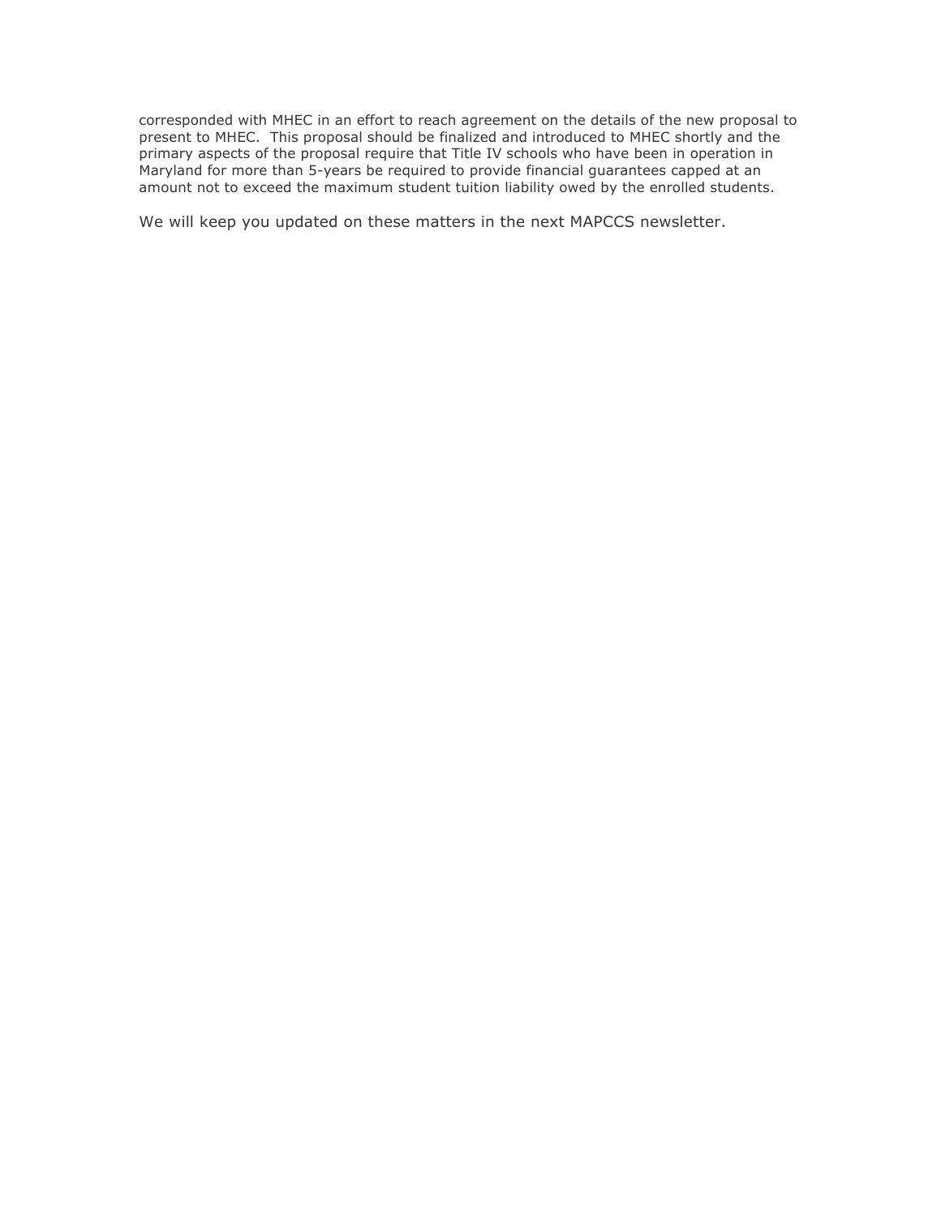corresponded with MHEC in an effort to reach agreement on the details of the new proposal to present to MHEC.  This proposal should be finalized and introduced to MHEC shortly and the primary aspects of the proposal require that Title IV schools who have been in operation in Maryland for more than 5-years be required to provide financial guarantees capped at an amount not to exceed the maximum student tuition liability owed by the enrolled students.

We will keep you updated on these matters in the next MAPCCS newsletter.